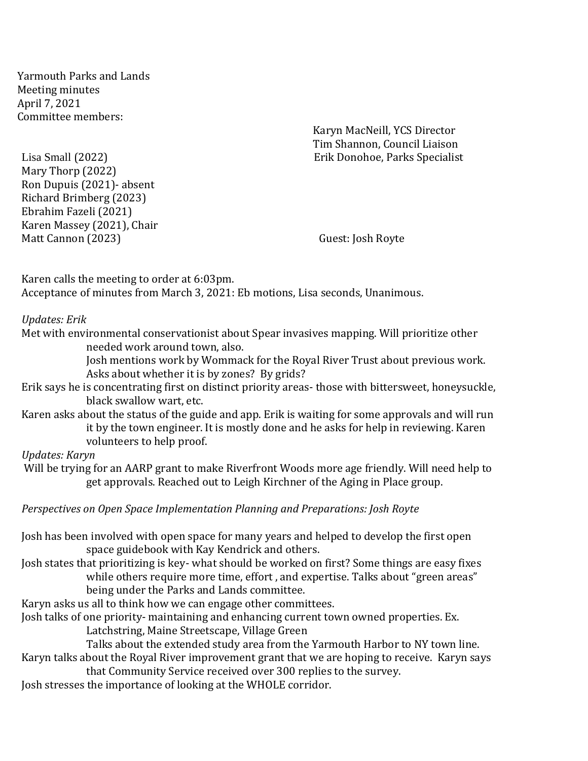Yarmouth Parks and Lands
Meeting minutes
April 7, 2021
Committee members:

Lisa Small (2022)
Mary Thorp (2022)
Ron Dupuis (2021)- absent
Richard Brimberg (2023)
Ebrahim Fazeli (2021)
Karen Massey (2021), Chair
Matt Cannon (2023)

Karyn MacNeill, YCS Director
Tim Shannon, Council Liaison
Erik Donohoe, Parks Specialist

Guest: Josh Royte

Karen calls the meeting to order at 6:03pm.
Acceptance of minutes from March 3, 2021: Eb motions, Lisa seconds, Unanimous.

*Updates: Erik*

Met with environmental conservationist about Spear invasives mapping. Will prioritize other needed work around town, also.
Josh mentions work by Wommack for the Royal River Trust about previous work. Asks about whether it is by zones? By grids?

Erik says he is concentrating first on distinct priority areas- those with bittersweet, honeysuckle, black swallow wart, etc.

Karen asks about the status of the guide and app. Erik is waiting for some approvals and will run it by the town engineer. It is mostly done and he asks for help in reviewing. Karen volunteers to help proof.

*Updates: Karyn*

Will be trying for an AARP grant to make Riverfront Woods more age friendly. Will need help to get approvals. Reached out to Leigh Kirchner of the Aging in Place group.

*Perspectives on Open Space Implementation Planning and Preparations: Josh Royte*

Josh has been involved with open space for many years and helped to develop the first open space guidebook with Kay Kendrick and others.

Josh states that prioritizing is key- what should be worked on first? Some things are easy fixes while others require more time, effort , and expertise. Talks about "green areas" being under the Parks and Lands committee.

Karyn asks us all to think how we can engage other committees.

Josh talks of one priority- maintaining and enhancing current town owned properties. Ex. Latchstring, Maine Streetscape, Village Green
Talks about the extended study area from the Yarmouth Harbor to NY town line.

Karyn talks about the Royal River improvement grant that we are hoping to receive. Karyn says that Community Service received over 300 replies to the survey.

Josh stresses the importance of looking at the WHOLE corridor.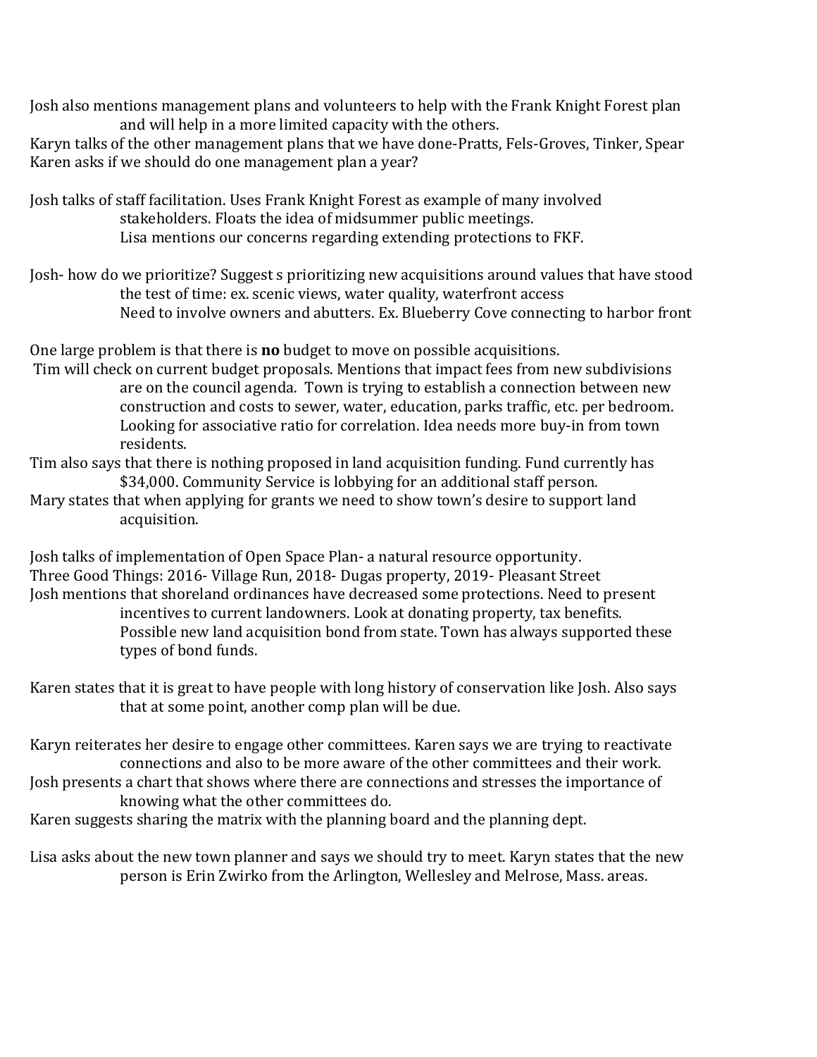Josh also mentions management plans and volunteers to help with the Frank Knight Forest plan and will help in a more limited capacity with the others.

Karyn talks of the other management plans that we have done-Pratts, Fels-Groves, Tinker, Spear

Karen asks if we should do one management plan a year?

Josh talks of staff facilitation. Uses Frank Knight Forest as example of many involved stakeholders. Floats the idea of midsummer public meetings.

Lisa mentions our concerns regarding extending protections to FKF.

Josh- how do we prioritize? Suggest s prioritizing new acquisitions around values that have stood the test of time: ex. scenic views, water quality, waterfront access

Need to involve owners and abutters. Ex. Blueberry Cove connecting to harbor front

One large problem is that there is **no** budget to move on possible acquisitions.

Tim will check on current budget proposals. Mentions that impact fees from new subdivisions are on the council agenda. Town is trying to establish a connection between new construction and costs to sewer, water, education, parks traffic, etc. per bedroom. Looking for associative ratio for correlation. Idea needs more buy-in from town residents.

Tim also says that there is nothing proposed in land acquisition funding. Fund currently has $34,000. Community Service is lobbying for an additional staff person.

Mary states that when applying for grants we need to show town's desire to support land acquisition.

Josh talks of implementation of Open Space Plan- a natural resource opportunity.

Three Good Things: 2016- Village Run, 2018- Dugas property, 2019- Pleasant Street

Josh mentions that shoreland ordinances have decreased some protections. Need to present incentives to current landowners. Look at donating property, tax benefits. Possible new land acquisition bond from state. Town has always supported these types of bond funds.

Karen states that it is great to have people with long history of conservation like Josh. Also says that at some point, another comp plan will be due.

Karyn reiterates her desire to engage other committees. Karen says we are trying to reactivate connections and also to be more aware of the other committees and their work.

Josh presents a chart that shows where there are connections and stresses the importance of knowing what the other committees do.

Karen suggests sharing the matrix with the planning board and the planning dept.

Lisa asks about the new town planner and says we should try to meet. Karyn states that the new person is Erin Zwirko from the Arlington, Wellesley and Melrose, Mass. areas.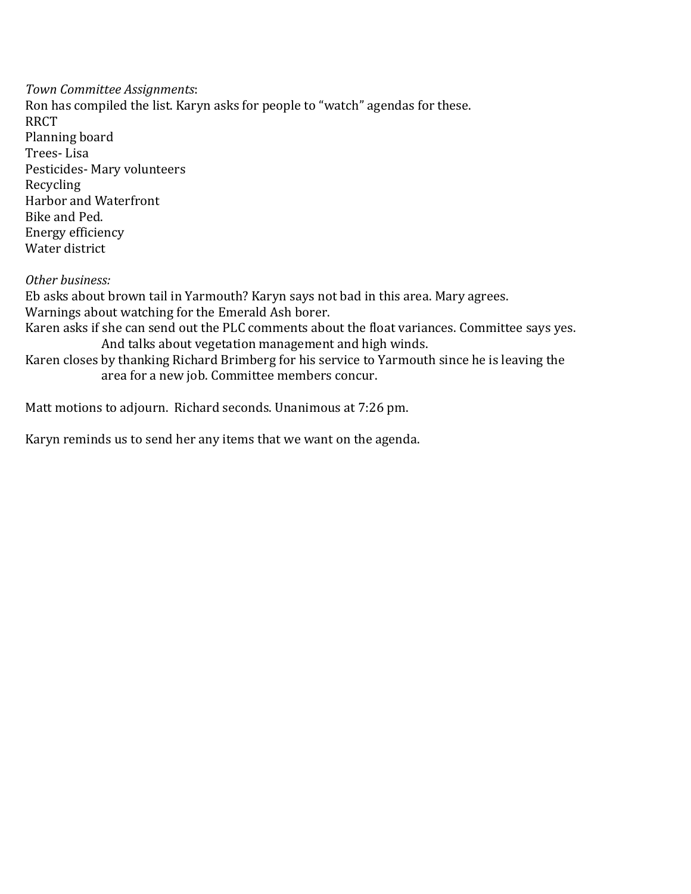*Town Committee Assignments*:
Ron has compiled the list. Karyn asks for people to "watch" agendas for these.
RRCT
Planning board
Trees- Lisa
Pesticides- Mary volunteers
Recycling
Harbor and Waterfront
Bike and Ped.
Energy efficiency
Water district

*Other business:*
Eb asks about brown tail in Yarmouth? Karyn says not bad in this area. Mary agrees.
Warnings about watching for the Emerald Ash borer.
Karen asks if she can send out the PLC comments about the float variances. Committee says yes.
And talks about vegetation management and high winds.
Karen closes by thanking Richard Brimberg for his service to Yarmouth since he is leaving the area for a new job. Committee members concur.

Matt motions to adjourn. Richard seconds. Unanimous at 7:26 pm.

Karyn reminds us to send her any items that we want on the agenda.